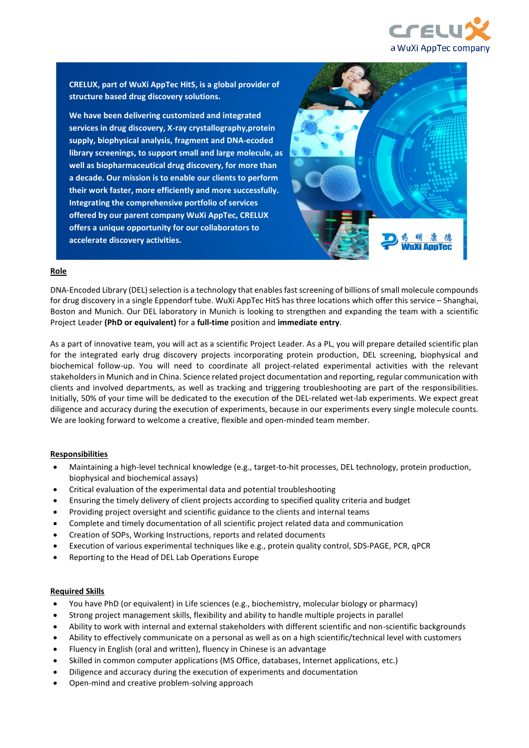CRELUX, part of WuXi AppTec HitS, is a global provider of structure based drug discovery solutions.

We have been delivering customized and integrated services in drug discovery, X-ray crystallography,protein supply, biophysical analysis, fragment and DNA-ecoded library screenings, to support small and large molecule, as well as biopharmaceutical drug discovery, for more than a decade. Our mission is to enable our clients to perform their work faster, more efficiently and more successfully. Integrating the comprehensive portfolio of services offered by our parent company WuXi AppTec, CRELUX offers a unique opportunity for our collaborators to accelerate discovery activities.

## Role

DNA-Encoded Library (DEL) selection is a technology that enables fast screening of billions of small molecule compounds for drug discovery in a single Eppendorf tube. WuXi AppTec HitS has three locations which offer this service – Shanghai, Boston and Munich. Our DEL laboratory in Munich is looking to strengthen and expanding the team with a scientific Project Leader **(PhD or equivalent)** for a **full-time** position and **immediate entry**.

As a part of innovative team, you will act as a scientific Project Leader. As a PL, you will prepare detailed scientific plan for the integrated early drug discovery projects incorporating protein production, DEL screening, biophysical and biochemical follow-up. You will need to coordinate all project-related experimental activities with the relevant stakeholders in Munich and in China. Science related project documentation and reporting, regular communication with clients and involved departments, as well as tracking and triggering troubleshooting are part of the responsibilities. Initially, 50% of your time will be dedicated to the execution of the DEL-related wet-lab experiments. We expect great diligence and accuracy during the execution of experiments, because in our experiments every single molecule counts. We are looking forward to welcome a creative, flexible and open-minded team member.

## Responsibilities

- Maintaining a high-level technical knowledge (e.g., target-to-hit processes, DEL technology, protein production, biophysical and biochemical assays)
- Critical evaluation of the experimental data and potential troubleshooting
- Ensuring the timely delivery of client projects according to specified quality criteria and budget
- Providing project oversight and scientific guidance to the clients and internal teams
- Complete and timely documentation of all scientific project related data and communication
- Creation of SOPs, Working Instructions, reports and related documents
- Execution of various experimental techniques like e.g., protein quality control, SDS-PAGE, PCR, qPCR
- Reporting to the Head of DEL Lab Operations Europe

## Required Skills

- You have PhD (or equivalent) in Life sciences (e.g., biochemistry, molecular biology or pharmacy)
- Strong project management skills, flexibility and ability to handle multiple projects in parallel
- Ability to work with internal and external stakeholders with different scientific and non-scientific backgrounds
- Ability to effectively communicate on a personal as well as on a high scientific/technical level with customers
- Fluency in English (oral and written), fluency in Chinese is an advantage
- Skilled in common computer applications (MS Office, databases, Internet applications, etc.)
- Diligence and accuracy during the execution of experiments and documentation
- Open-mind and creative problem-solving approach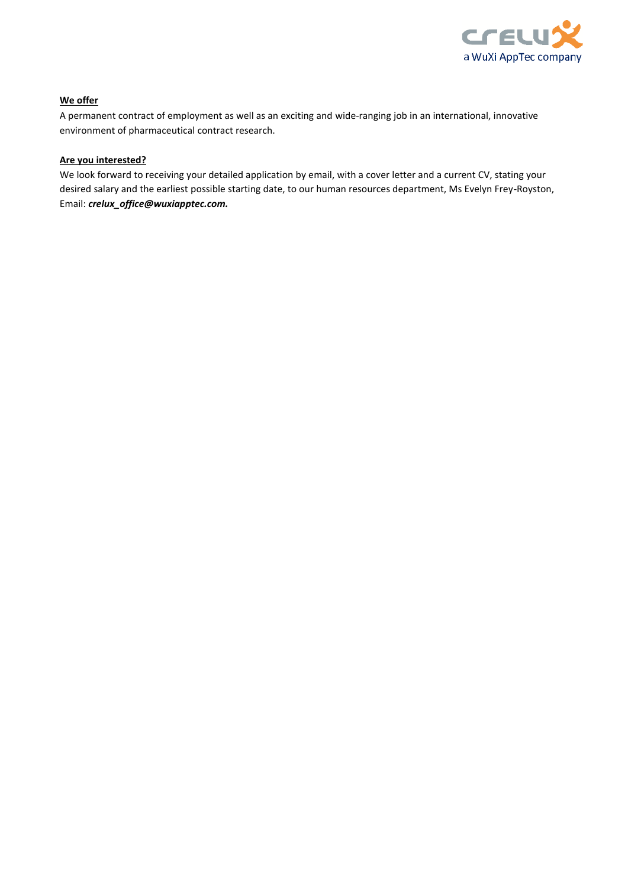**We offer**

A permanent contract of employment as well as an exciting and wide-ranging job in an international, innovative environment of pharmaceutical contract research.

**Are you interested?**

We look forward to receiving your detailed application by email, with a cover letter and a current CV, stating your desired salary and the earliest possible starting date, to our human resources department, Ms Evelyn Frey-Royston, Email: ***crelux_office@wuxiapptec.com.***